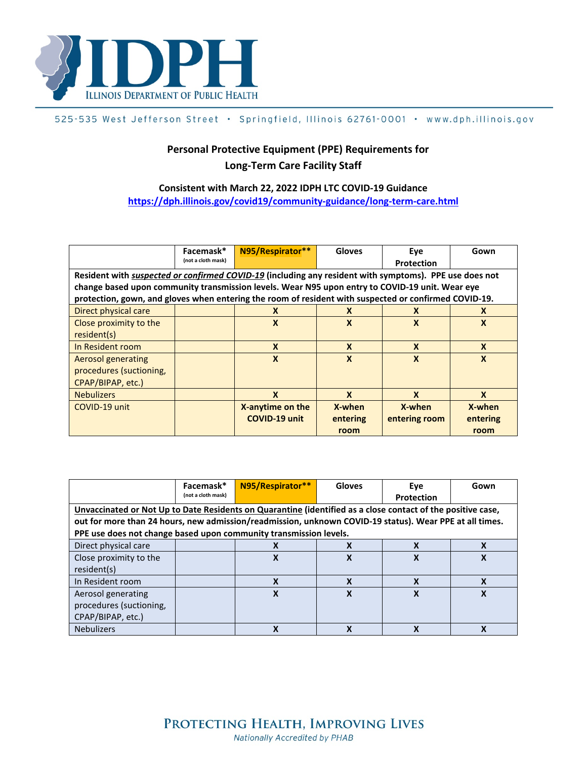ILLINOIS DEPARTMENT OF PUBLIC HEALTH

525-535 West Jefferson Street • Springfield, Illinois 62761-0001 • www.dph.illinois.gov

## Personal Protective Equipment (PPE) Requirements for Long-Term Care Facility Staff

**Consistent with March 22, 2022 IDPH LTC COVID-19 Guidance**
https://dph.illinois.gov/covid19/community-guidance/long-term-care.html

| | Facemask* (not a cloth mask) | N95/Respirator** | Gloves | Eye Protection | Gown |
|---|---|---|---|---|---|
| **Resident with *suspected or confirmed COVID-19* (including any resident with symptoms). PPE use does not change based upon community transmission levels. Wear N95 upon entry to COVID-19 unit. Wear eye protection, gown, and gloves when entering the room of resident with suspected or confirmed COVID-19.** | | | | | |
| Direct physical care | | X | X | X | X |
| Close proximity to the resident(s) | | X | X | X | X |
| In Resident room | | X | X | X | X |
| Aerosol generating procedures (suctioning, CPAP/BIPAP, etc.) | | X | X | X | X |
| Nebulizers | | X | X | X | X |
| COVID-19 unit | | X-anytime on the COVID-19 unit | X-when entering room | X-when entering room | X-when entering room |

| | Facemask* (not a cloth mask) | N95/Respirator** | Gloves | Eye Protection | Gown |
|---|---|---|---|---|---|
| **Unvaccinated or Not Up to Date Residents on Quarantine (identified as a close contact of the positive case, out for more than 24 hours, new admission/readmission, unknown COVID-19 status). Wear PPE at all times. PPE use does not change based upon community transmission levels.** | | | | | |
| Direct physical care | | X | X | X | X |
| Close proximity to the resident(s) | | X | X | X | X |
| In Resident room | | X | X | X | X |
| Aerosol generating procedures (suctioning, CPAP/BIPAP, etc.) | | X | X | X | X |
| Nebulizers | | X | X | X | X |

PROTECTING HEALTH, IMPROVING LIVES
*Nationally Accredited by PHAB*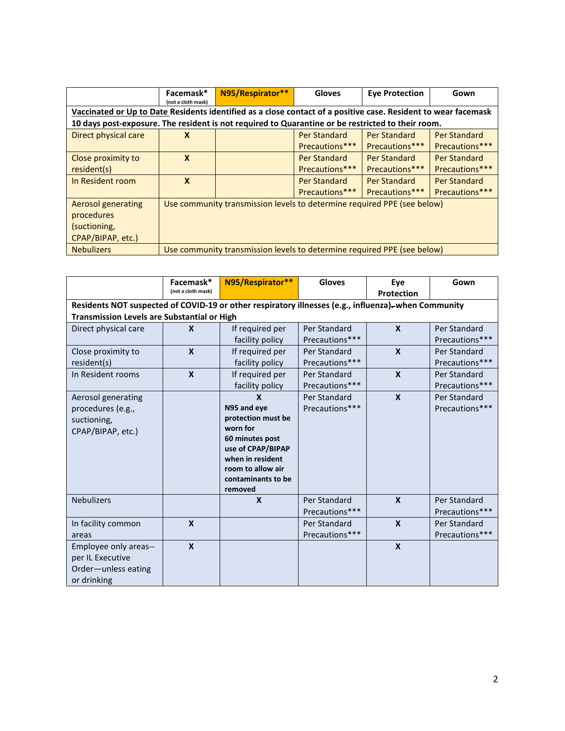| | Facemask* (not a cloth mask) | N95/Respirator** | Gloves | Eye Protection | Gown |
|---|---|---|---|---|---|
| **Vaccinated or Up to Date Residents identified as a close contact of a positive case. Resident to wear facemask 10 days post-exposure. The resident is not required to Quarantine or be restricted to their room.** | | | | | |
| Direct physical care | **X** | | Per Standard Precautions*** | Per Standard Precautions*** | Per Standard Precautions*** |
| Close proximity to resident(s) | **X** | | Per Standard Precautions*** | Per Standard Precautions*** | Per Standard Precautions*** |
| In Resident room | **X** | | Per Standard Precautions*** | Per Standard Precautions*** | Per Standard Precautions*** |
| Aerosol generating procedures (suctioning, CPAP/BIPAP, etc.) | Use community transmission levels to determine required PPE (see below) | | | | |
| Nebulizers | Use community transmission levels to determine required PPE (see below) | | | | |

| | Facemask* (not a cloth mask) | N95/Respirator** | Gloves | Eye Protection | Gown |
|---|---|---|---|---|---|
| **Residents NOT suspected of COVID-19 or other respiratory illnesses (e.g., influenza) when Community Transmission Levels are Substantial or High** | | | | | |
| Direct physical care | **X** | If required per facility policy | Per Standard Precautions*** | **X** | Per Standard Precautions*** |
| Close proximity to resident(s) | **X** | If required per facility policy | Per Standard Precautions*** | **X** | Per Standard Precautions*** |
| In Resident rooms | **X** | If required per facility policy | Per Standard Precautions*** | **X** | Per Standard Precautions*** |
| Aerosol generating procedures (e.g., suctioning, CPAP/BIPAP, etc.) | | **X** **N95 and eye protection must be worn for 60 minutes post use of CPAP/BIPAP when in resident room to allow air contaminants to be removed** | Per Standard Precautions*** | **X** | Per Standard Precautions*** |
| Nebulizers | | **X** | Per Standard Precautions*** | **X** | Per Standard Precautions*** |
| In facility common areas | **X** | | Per Standard Precautions*** | **X** | Per Standard Precautions*** |
| Employee only areas--per IL Executive Order—unless eating or drinking | **X** | | | **X** | |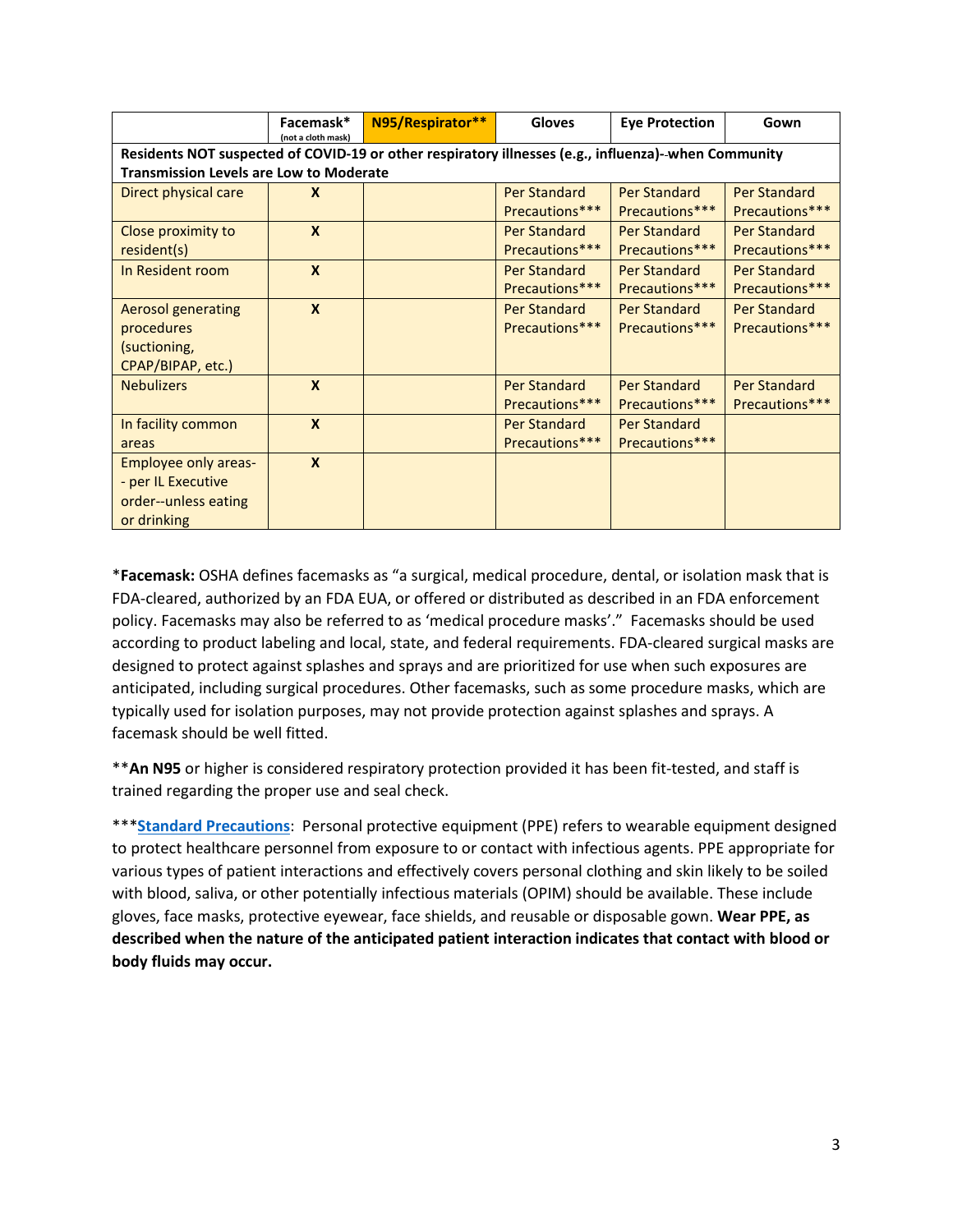| | Facemask* (not a cloth mask) | N95/Respirator** | Gloves | Eye Protection | Gown |
|---|---|---|---|---|---|
| **Residents NOT suspected of COVID-19 or other respiratory illnesses (e.g., influenza)-when Community Transmission Levels are Low to Moderate** | | | | | |
| Direct physical care | X | | Per Standard Precautions*** | Per Standard Precautions*** | Per Standard Precautions*** |
| Close proximity to resident(s) | X | | Per Standard Precautions*** | Per Standard Precautions*** | Per Standard Precautions*** |
| In Resident room | X | | Per Standard Precautions*** | Per Standard Precautions*** | Per Standard Precautions*** |
| Aerosol generating procedures (suctioning, CPAP/BIPAP, etc.) | X | | Per Standard Precautions*** | Per Standard Precautions*** | Per Standard Precautions*** |
| Nebulizers | X | | Per Standard Precautions*** | Per Standard Precautions*** | Per Standard Precautions*** |
| In facility common areas | X | | Per Standard Precautions*** | Per Standard Precautions*** | |
| Employee only areas-- per IL Executive order--unless eating or drinking | X | | | | |

***Facemask:** OSHA defines facemasks as "a surgical, medical procedure, dental, or isolation mask that is FDA-cleared, authorized by an FDA EUA, or offered or distributed as described in an FDA enforcement policy. Facemasks may also be referred to as 'medical procedure masks'." Facemasks should be used according to product labeling and local, state, and federal requirements. FDA-cleared surgical masks are designed to protect against splashes and sprays and are prioritized for use when such exposures are anticipated, including surgical procedures. Other facemasks, such as some procedure masks, which are typically used for isolation purposes, may not provide protection against splashes and sprays. A facemask should be well fitted.

****An N95** or higher is considered respiratory protection provided it has been fit-tested, and staff is trained regarding the proper use and seal check.

*****Standard Precautions**: Personal protective equipment (PPE) refers to wearable equipment designed to protect healthcare personnel from exposure to or contact with infectious agents. PPE appropriate for various types of patient interactions and effectively covers personal clothing and skin likely to be soiled with blood, saliva, or other potentially infectious materials (OPIM) should be available. These include gloves, face masks, protective eyewear, face shields, and reusable or disposable gown. **Wear PPE, as described when the nature of the anticipated patient interaction indicates that contact with blood or body fluids may occur.**